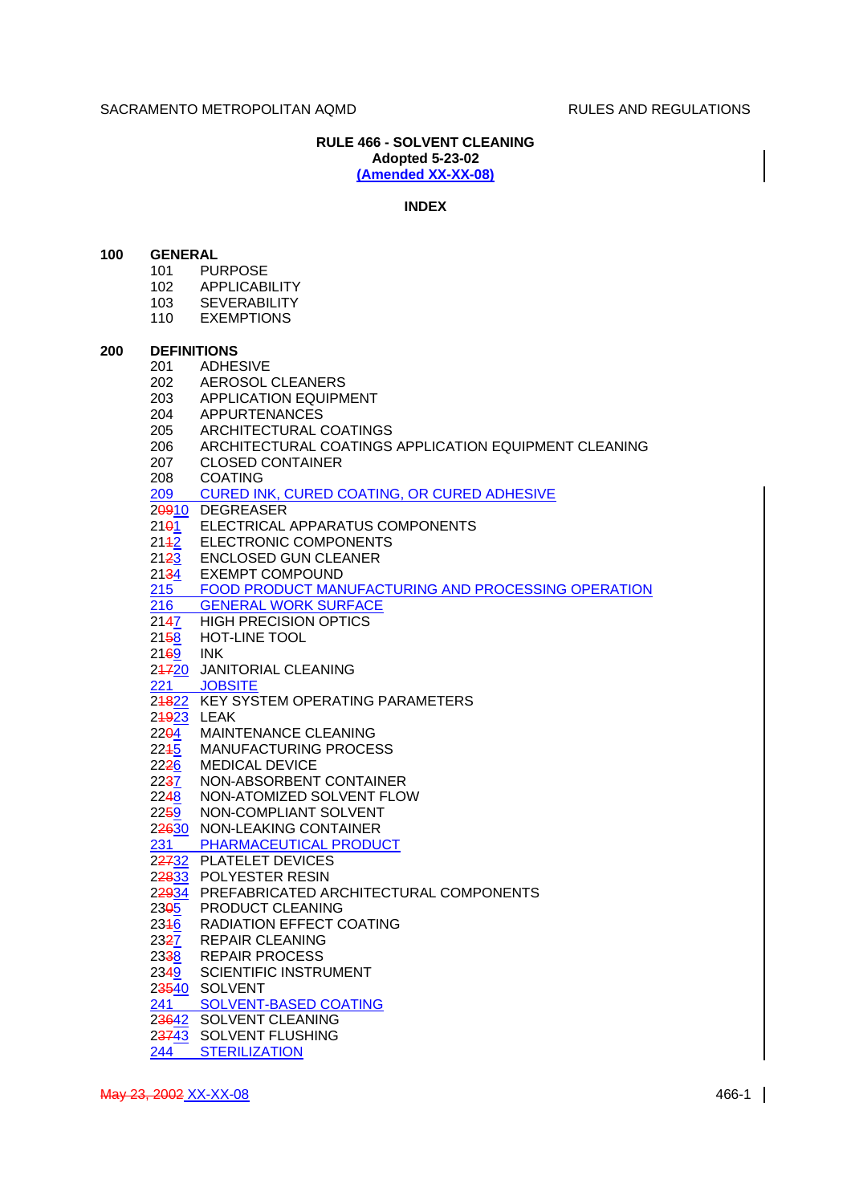**RULE 466 - SOLVENT CLEANING**
**Adopted 5-23-02**
**(Amended XX-XX-08)**

**INDEX**

**100 GENERAL**

- 101 PURPOSE
- 102 APPLICABILITY
- 103 SEVERABILITY
- 110 EXEMPTIONS

**200 DEFINITIONS**

- 201 ADHESIVE
- 202 AEROSOL CLEANERS
- 203 APPLICATION EQUIPMENT
- 204 APPURTENANCES
- 205 ARCHITECTURAL COATINGS
- 206 ARCHITECTURAL COATINGS APPLICATION EQUIPMENT CLEANING
- 207 CLOSED CONTAINER
- 208 COATING
- 209 CURED INK, CURED COATING, OR CURED ADHESIVE
- 2~~09~~10 DEGREASER
- 21~~0~~1 ELECTRICAL APPARATUS COMPONENTS
- 21~~1~~2 ELECTRONIC COMPONENTS
- 21~~2~~3 ENCLOSED GUN CLEANER
- 21~~3~~4 EXEMPT COMPOUND
- 215 FOOD PRODUCT MANUFACTURING AND PROCESSING OPERATION
- 216 GENERAL WORK SURFACE
- 21~~4~~7 HIGH PRECISION OPTICS
- 21~~5~~8 HOT-LINE TOOL
- 21~~6~~9 INK
- 2~~17~~20 JANITORIAL CLEANING
- 221 JOBSITE
- 2~~18~~22 KEY SYSTEM OPERATING PARAMETERS
- 2~~19~~23 LEAK
- 22~~0~~4 MAINTENANCE CLEANING
- 22~~1~~5 MANUFACTURING PROCESS
- 22~~2~~6 MEDICAL DEVICE
- 22~~3~~7 NON-ABSORBENT CONTAINER
- 22~~4~~8 NON-ATOMIZED SOLVENT FLOW
- 22~~5~~9 NON-COMPLIANT SOLVENT
- 2~~26~~30 NON-LEAKING CONTAINER
- 231 PHARMACEUTICAL PRODUCT
- 2~~27~~32 PLATELET DEVICES
- 2~~28~~33 POLYESTER RESIN
- 2~~29~~34 PREFABRICATED ARCHITECTURAL COMPONENTS
- 23~~0~~5 PRODUCT CLEANING
- 23~~1~~6 RADIATION EFFECT COATING
- 23~~2~~7 REPAIR CLEANING
- 23~~3~~8 REPAIR PROCESS
- 23~~4~~9 SCIENTIFIC INSTRUMENT
- 2~~35~~40 SOLVENT
- 241 SOLVENT-BASED COATING
- 2~~36~~42 SOLVENT CLEANING
- 2~~37~~43 SOLVENT FLUSHING
- 244 STERILIZATION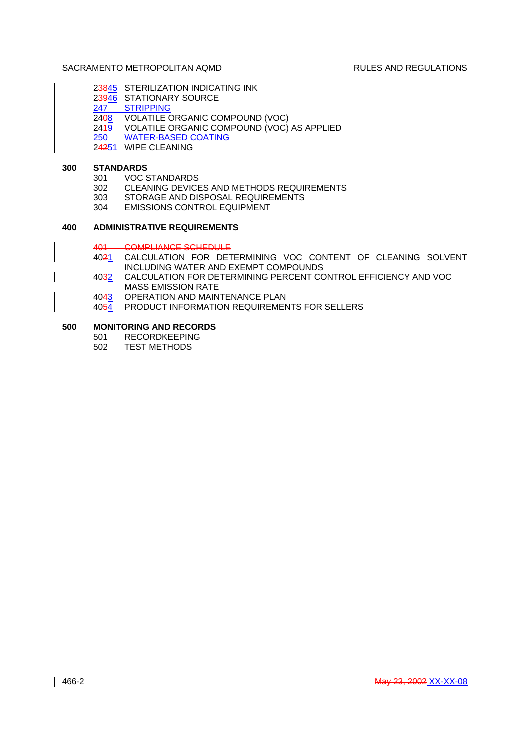23845 STERILIZATION INDICATING INK
23946 STATIONARY SOURCE
247 STRIPPING
2408 VOLATILE ORGANIC COMPOUND (VOC)
2419 VOLATILE ORGANIC COMPOUND (VOC) AS APPLIED
250 WATER-BASED COATING
24251 WIPE CLEANING

**300 STANDARDS**

301 VOC STANDARDS
302 CLEANING DEVICES AND METHODS REQUIREMENTS
303 STORAGE AND DISPOSAL REQUIREMENTS
304 EMISSIONS CONTROL EQUIPMENT

**400 ADMINISTRATIVE REQUIREMENTS**

~~401 COMPLIANCE SCHEDULE~~
4021 CALCULATION FOR DETERMINING VOC CONTENT OF CLEANING SOLVENT INCLUDING WATER AND EXEMPT COMPOUNDS
4032 CALCULATION FOR DETERMINING PERCENT CONTROL EFFICIENCY AND VOC MASS EMISSION RATE
4043 OPERATION AND MAINTENANCE PLAN
4054 PRODUCT INFORMATION REQUIREMENTS FOR SELLERS

**500 MONITORING AND RECORDS**

501 RECORDKEEPING
502 TEST METHODS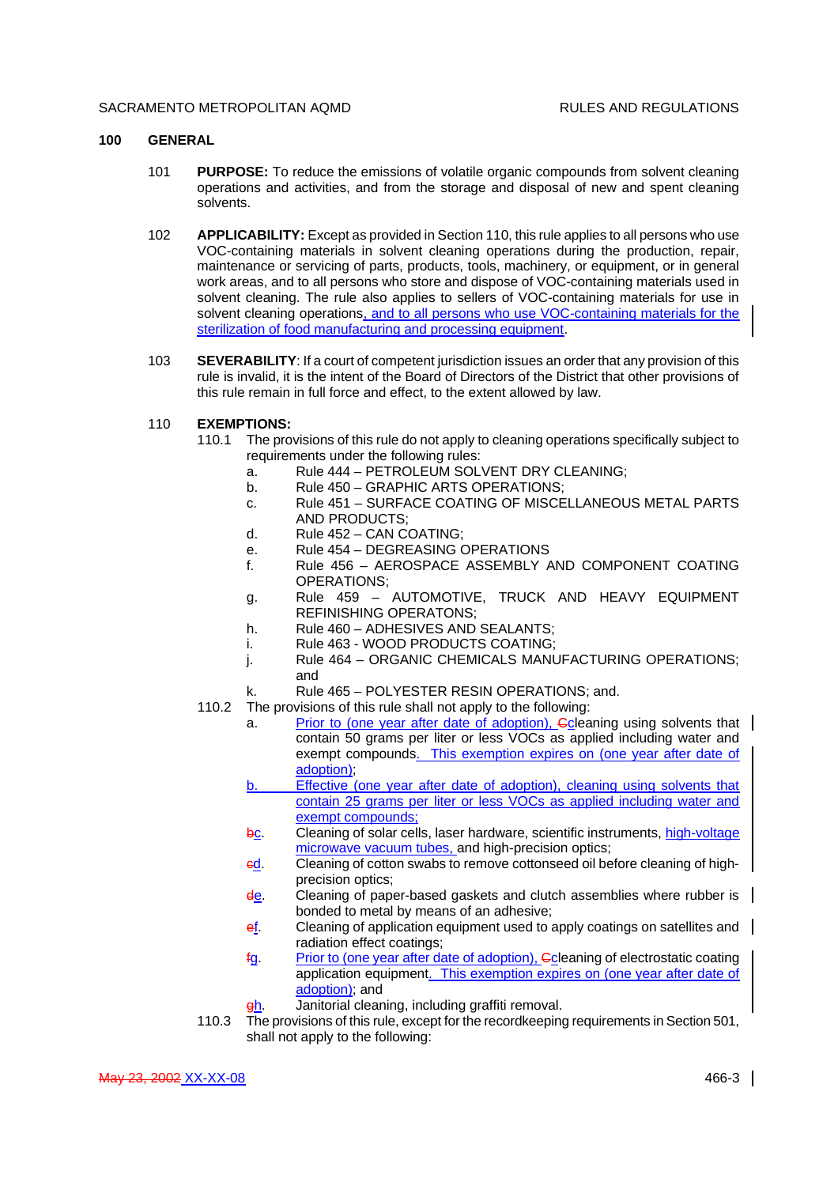## 100 GENERAL

101 **PURPOSE:** To reduce the emissions of volatile organic compounds from solvent cleaning operations and activities, and from the storage and disposal of new and spent cleaning solvents.

102 **APPLICABILITY:** Except as provided in Section 110, this rule applies to all persons who use VOC-containing materials in solvent cleaning operations during the production, repair, maintenance or servicing of parts, products, tools, machinery, or equipment, or in general work areas, and to all persons who store and dispose of VOC-containing materials used in solvent cleaning. The rule also applies to sellers of VOC-containing materials for use in solvent cleaning operations, and to all persons who use VOC-containing materials for the sterilization of food manufacturing and processing equipment.

103 **SEVERABILITY**: If a court of competent jurisdiction issues an order that any provision of this rule is invalid, it is the intent of the Board of Directors of the District that other provisions of this rule remain in full force and effect, to the extent allowed by law.

110 **EXEMPTIONS:**

110.1 The provisions of this rule do not apply to cleaning operations specifically subject to requirements under the following rules:

- a. Rule 444 – PETROLEUM SOLVENT DRY CLEANING;
- b. Rule 450 – GRAPHIC ARTS OPERATIONS;
- c. Rule 451 – SURFACE COATING OF MISCELLANEOUS METAL PARTS AND PRODUCTS;
- d. Rule 452 – CAN COATING;
- e. Rule 454 – DEGREASING OPERATIONS
- f. Rule 456 – AEROSPACE ASSEMBLY AND COMPONENT COATING OPERATIONS;
- g. Rule 459 – AUTOMOTIVE, TRUCK AND HEAVY EQUIPMENT REFINISHING OPERATONS;
- h. Rule 460 – ADHESIVES AND SEALANTS;
- i. Rule 463 - WOOD PRODUCTS COATING;
- j. Rule 464 – ORGANIC CHEMICALS MANUFACTURING OPERATIONS; and
- k. Rule 465 – POLYESTER RESIN OPERATIONS; and.

110.2 The provisions of this rule shall not apply to the following:

- a. Prior to (one year after date of adoption), ~~C~~cleaning using solvents that contain 50 grams per liter or less VOCs as applied including water and exempt compounds. This exemption expires on (one year after date of adoption);
- b. Effective (one year after date of adoption), cleaning using solvents that contain 25 grams per liter or less VOCs as applied including water and exempt compounds;
- ~~b~~c. Cleaning of solar cells, laser hardware, scientific instruments, high-voltage microwave vacuum tubes, and high-precision optics;
- ~~c~~d. Cleaning of cotton swabs to remove cottonseed oil before cleaning of high-precision optics;
- ~~d~~e. Cleaning of paper-based gaskets and clutch assemblies where rubber is bonded to metal by means of an adhesive;
- ~~e~~f. Cleaning of application equipment used to apply coatings on satellites and radiation effect coatings;
- ~~f~~g. Prior to (one year after date of adoption), ~~C~~cleaning of electrostatic coating application equipment. This exemption expires on (one year after date of adoption); and
- ~~g~~h. Janitorial cleaning, including graffiti removal.

110.3 The provisions of this rule, except for the recordkeeping requirements in Section 501, shall not apply to the following: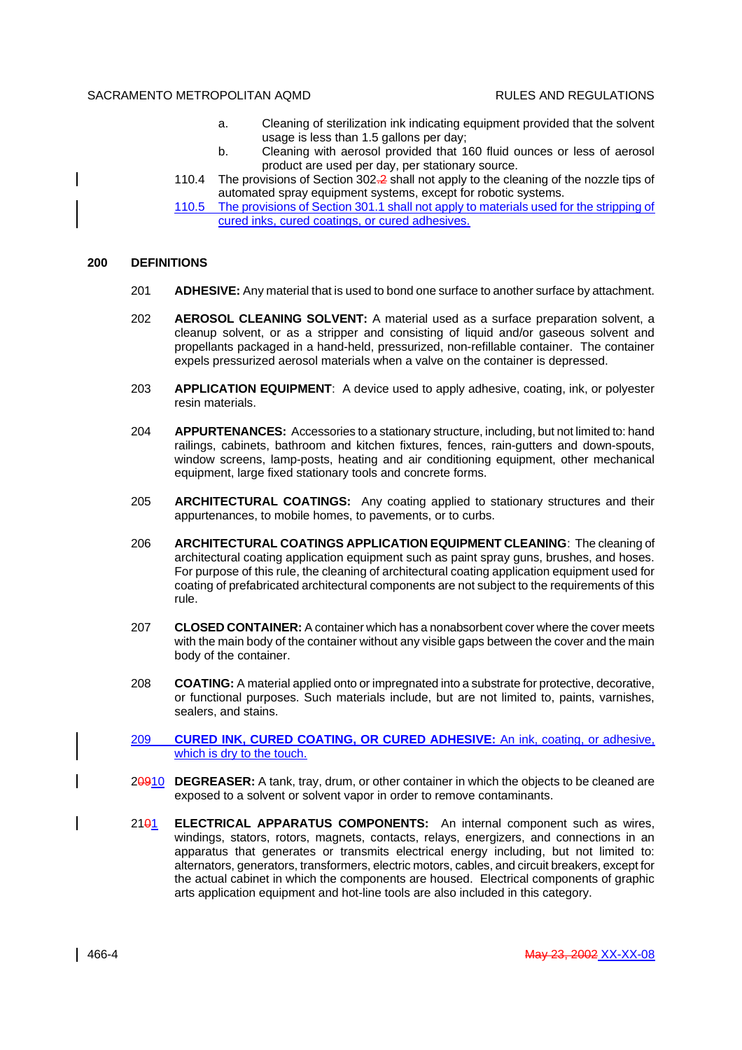a. Cleaning of sterilization ink indicating equipment provided that the solvent usage is less than 1.5 gallons per day;

b. Cleaning with aerosol provided that 160 fluid ounces or less of aerosol product are used per day, per stationary source.

110.4 The provisions of Section 302~~.~~2 shall not apply to the cleaning of the nozzle tips of automated spray equipment systems, except for robotic systems.

110.5 The provisions of Section 301.1 shall not apply to materials used for the stripping of cured inks, cured coatings, or cured adhesives.

## 200 DEFINITIONS

201 **ADHESIVE:** Any material that is used to bond one surface to another surface by attachment.

202 **AEROSOL CLEANING SOLVENT:** A material used as a surface preparation solvent, a cleanup solvent, or as a stripper and consisting of liquid and/or gaseous solvent and propellants packaged in a hand-held, pressurized, non-refillable container. The container expels pressurized aerosol materials when a valve on the container is depressed.

203 **APPLICATION EQUIPMENT**: A device used to apply adhesive, coating, ink, or polyester resin materials.

204 **APPURTENANCES:** Accessories to a stationary structure, including, but not limited to: hand railings, cabinets, bathroom and kitchen fixtures, fences, rain-gutters and down-spouts, window screens, lamp-posts, heating and air conditioning equipment, other mechanical equipment, large fixed stationary tools and concrete forms.

205 **ARCHITECTURAL COATINGS:** Any coating applied to stationary structures and their appurtenances, to mobile homes, to pavements, or to curbs.

206 **ARCHITECTURAL COATINGS APPLICATION EQUIPMENT CLEANING**: The cleaning of architectural coating application equipment such as paint spray guns, brushes, and hoses. For purpose of this rule, the cleaning of architectural coating application equipment used for coating of prefabricated architectural components are not subject to the requirements of this rule.

207 **CLOSED CONTAINER:** A container which has a nonabsorbent cover where the cover meets with the main body of the container without any visible gaps between the cover and the main body of the container.

208 **COATING:** A material applied onto or impregnated into a substrate for protective, decorative, or functional purposes. Such materials include, but are not limited to, paints, varnishes, sealers, and stains.

209 **CURED INK, CURED COATING, OR CURED ADHESIVE:** An ink, coating, or adhesive, which is dry to the touch.

2~~09~~10 **DEGREASER:** A tank, tray, drum, or other container in which the objects to be cleaned are exposed to a solvent or solvent vapor in order to remove contaminants.

21~~0~~1 **ELECTRICAL APPARATUS COMPONENTS:** An internal component such as wires, windings, stators, rotors, magnets, contacts, relays, energizers, and connections in an apparatus that generates or transmits electrical energy including, but not limited to: alternators, generators, transformers, electric motors, cables, and circuit breakers, except for the actual cabinet in which the components are housed. Electrical components of graphic arts application equipment and hot-line tools are also included in this category.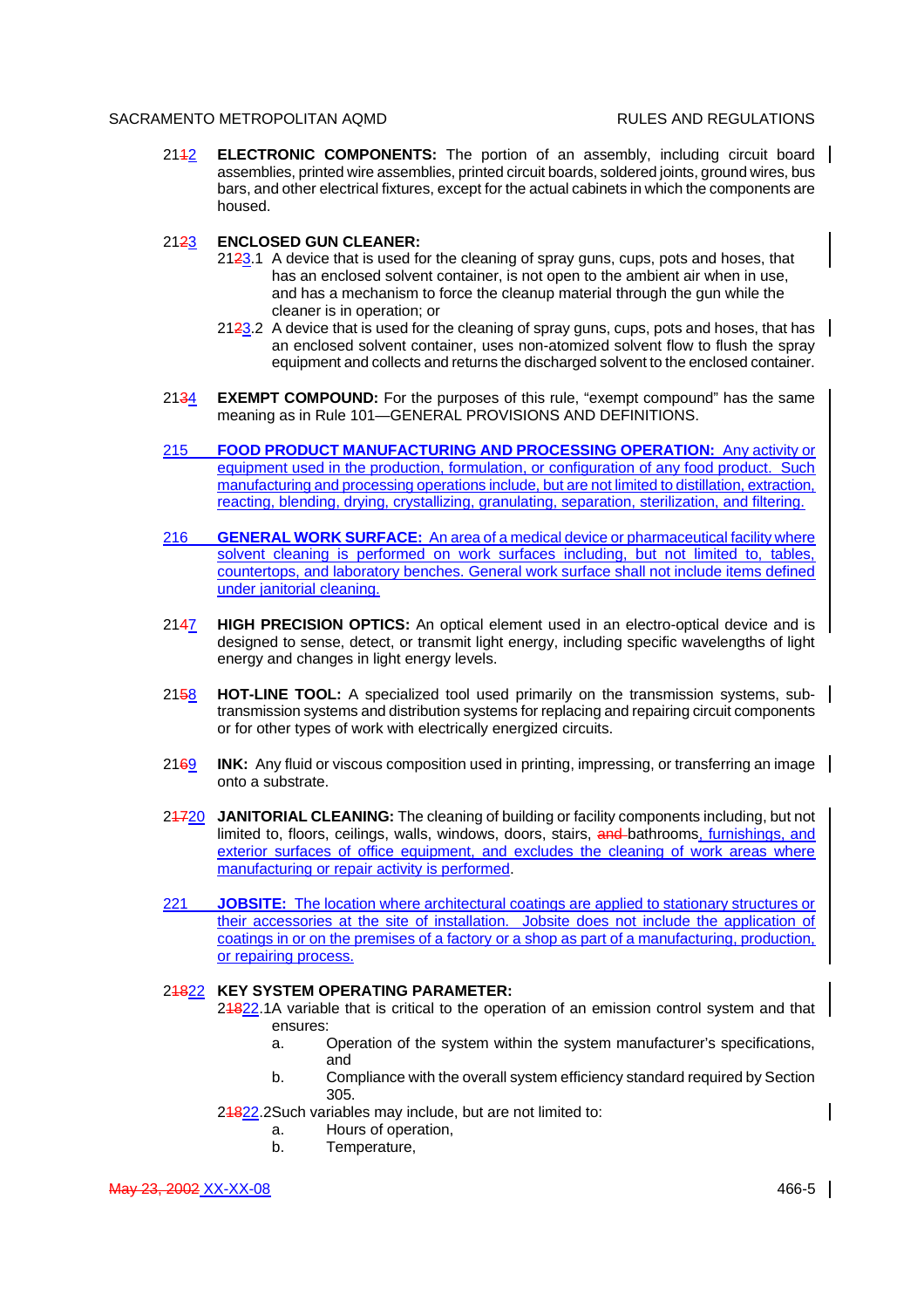2112 **ELECTRONIC COMPONENTS:** The portion of an assembly, including circuit board assemblies, printed wire assemblies, printed circuit boards, soldered joints, ground wires, bus bars, and other electrical fixtures, except for the actual cabinets in which the components are housed.

2123 **ENCLOSED GUN CLEANER:**

2123.1 A device that is used for the cleaning of spray guns, cups, pots and hoses, that has an enclosed solvent container, is not open to the ambient air when in use, and has a mechanism to force the cleanup material through the gun while the cleaner is in operation; or

2123.2 A device that is used for the cleaning of spray guns, cups, pots and hoses, that has an enclosed solvent container, uses non-atomized solvent flow to flush the spray equipment and collects and returns the discharged solvent to the enclosed container.

2134 **EXEMPT COMPOUND:** For the purposes of this rule, "exempt compound" has the same meaning as in Rule 101—GENERAL PROVISIONS AND DEFINITIONS.

215 **FOOD PRODUCT MANUFACTURING AND PROCESSING OPERATION:** Any activity or equipment used in the production, formulation, or configuration of any food product. Such manufacturing and processing operations include, but are not limited to distillation, extraction, reacting, blending, drying, crystallizing, granulating, separation, sterilization, and filtering.

216 **GENERAL WORK SURFACE:** An area of a medical device or pharmaceutical facility where solvent cleaning is performed on work surfaces including, but not limited to, tables, countertops, and laboratory benches. General work surface shall not include items defined under janitorial cleaning.

2147 **HIGH PRECISION OPTICS:** An optical element used in an electro-optical device and is designed to sense, detect, or transmit light energy, including specific wavelengths of light energy and changes in light energy levels.

2158 **HOT-LINE TOOL:** A specialized tool used primarily on the transmission systems, sub-transmission systems and distribution systems for replacing and repairing circuit components or for other types of work with electrically energized circuits.

2169 **INK:** Any fluid or viscous composition used in printing, impressing, or transferring an image onto a substrate.

21720 **JANITORIAL CLEANING:** The cleaning of building or facility components including, but not limited to, floors, ceilings, walls, windows, doors, stairs, and bathrooms, furnishings, and exterior surfaces of office equipment, and excludes the cleaning of work areas where manufacturing or repair activity is performed.

221 **JOBSITE:** The location where architectural coatings are applied to stationary structures or their accessories at the site of installation. Jobsite does not include the application of coatings in or on the premises of a factory or a shop as part of a manufacturing, production, or repairing process.

21822 **KEY SYSTEM OPERATING PARAMETER:**

21822.1 A variable that is critical to the operation of an emission control system and that ensures:

a. Operation of the system within the system manufacturer's specifications, and

b. Compliance with the overall system efficiency standard required by Section 305.

21822.2 Such variables may include, but are not limited to:

a. Hours of operation,

b. Temperature,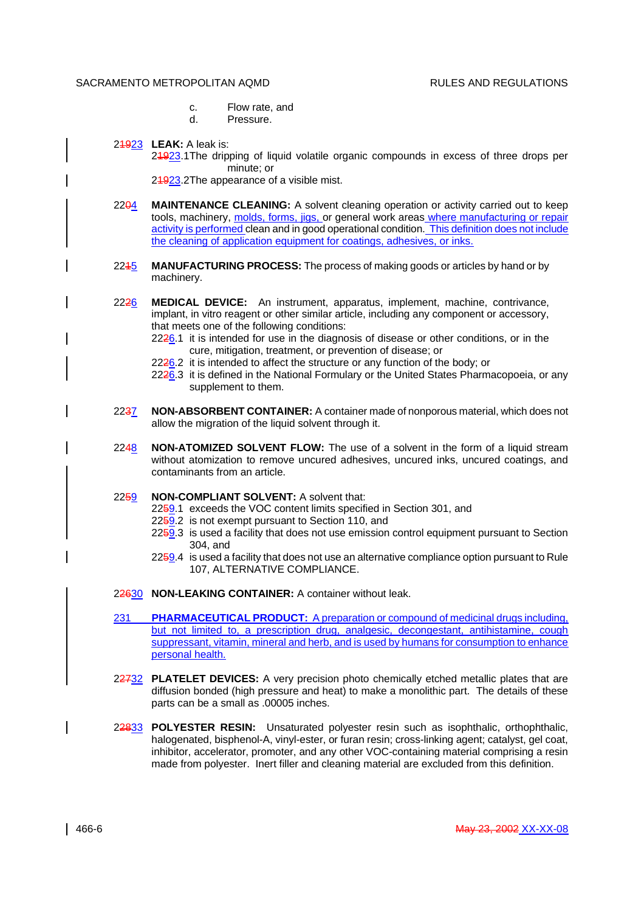c. Flow rate, and
d. Pressure.

21923 **LEAK:** A leak is:
21923.1The dripping of liquid volatile organic compounds in excess of three drops per minute; or
21923.2The appearance of a visible mist.

2204 **MAINTENANCE CLEANING:** A solvent cleaning operation or activity carried out to keep tools, machinery, molds, forms, jigs, or general work areas where manufacturing or repair activity is performed clean and in good operational condition. This definition does not include the cleaning of application equipment for coatings, adhesives, or inks.

2215 **MANUFACTURING PROCESS:** The process of making goods or articles by hand or by machinery.

2226 **MEDICAL DEVICE:** An instrument, apparatus, implement, machine, contrivance, implant, in vitro reagent or other similar article, including any component or accessory, that meets one of the following conditions:
2226.1 it is intended for use in the diagnosis of disease or other conditions, or in the cure, mitigation, treatment, or prevention of disease; or
2226.2 it is intended to affect the structure or any function of the body; or
2226.3 it is defined in the National Formulary or the United States Pharmacopoeia, or any supplement to them.

2237 **NON-ABSORBENT CONTAINER:** A container made of nonporous material, which does not allow the migration of the liquid solvent through it.

2248 **NON-ATOMIZED SOLVENT FLOW:** The use of a solvent in the form of a liquid stream without atomization to remove uncured adhesives, uncured inks, uncured coatings, and contaminants from an article.

2259 **NON-COMPLIANT SOLVENT:** A solvent that:
2259.1 exceeds the VOC content limits specified in Section 301, and
2259.2 is not exempt pursuant to Section 110, and
2259.3 is used a facility that does not use emission control equipment pursuant to Section 304, and
2259.4 is used a facility that does not use an alternative compliance option pursuant to Rule 107, ALTERNATIVE COMPLIANCE.

22630 **NON-LEAKING CONTAINER:** A container without leak.

231 **PHARMACEUTICAL PRODUCT:** A preparation or compound of medicinal drugs including, but not limited to, a prescription drug, analgesic, decongestant, antihistamine, cough suppressant, vitamin, mineral and herb, and is used by humans for consumption to enhance personal health.

22732 **PLATELET DEVICES:** A very precision photo chemically etched metallic plates that are diffusion bonded (high pressure and heat) to make a monolithic part. The details of these parts can be a small as .00005 inches.

22833 **POLYESTER RESIN:** Unsaturated polyester resin such as isophthalic, orthophthalic, halogenated, bisphenol-A, vinyl-ester, or furan resin; cross-linking agent; catalyst, gel coat, inhibitor, accelerator, promoter, and any other VOC-containing material comprising a resin made from polyester. Inert filler and cleaning material are excluded from this definition.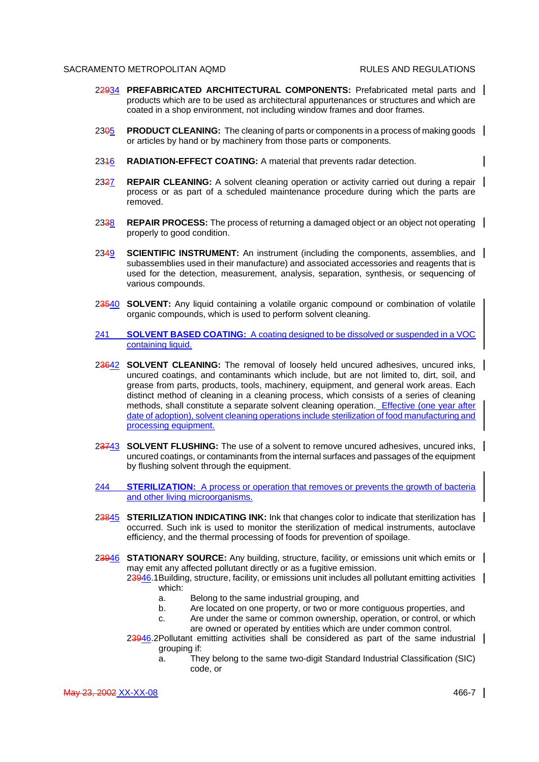229~~29~~34 **PREFABRICATED ARCHITECTURAL COMPONENTS:** Prefabricated metal parts and products which are to be used as architectural appurtenances or structures and which are coated in a shop environment, not including window frames and door frames.

230~~0~~5 **PRODUCT CLEANING:** The cleaning of parts or components in a process of making goods or articles by hand or by machinery from those parts or components.

231~~1~~6 **RADIATION-EFFECT COATING:** A material that prevents radar detection.

232~~2~~7 **REPAIR CLEANING:** A solvent cleaning operation or activity carried out during a repair process or as part of a scheduled maintenance procedure during which the parts are removed.

233~~3~~8 **REPAIR PROCESS:** The process of returning a damaged object or an object not operating properly to good condition.

234~~4~~9 **SCIENTIFIC INSTRUMENT:** An instrument (including the components, assemblies, and subassemblies used in their manufacture) and associated accessories and reagents that is used for the detection, measurement, analysis, separation, synthesis, or sequencing of various compounds.

2~~35~~40 **SOLVENT:** Any liquid containing a volatile organic compound or combination of volatile organic compounds, which is used to perform solvent cleaning.

241 **SOLVENT BASED COATING:** A coating designed to be dissolved or suspended in a VOC containing liquid.

2~~36~~42 **SOLVENT CLEANING:** The removal of loosely held uncured adhesives, uncured inks, uncured coatings, and contaminants which include, but are not limited to, dirt, soil, and grease from parts, products, tools, machinery, equipment, and general work areas. Each distinct method of cleaning in a cleaning process, which consists of a series of cleaning methods, shall constitute a separate solvent cleaning operation. Effective (one year after date of adoption), solvent cleaning operations include sterilization of food manufacturing and processing equipment.

2~~37~~43 **SOLVENT FLUSHING:** The use of a solvent to remove uncured adhesives, uncured inks, uncured coatings, or contaminants from the internal surfaces and passages of the equipment by flushing solvent through the equipment.

244 **STERILIZATION:** A process or operation that removes or prevents the growth of bacteria and other living microorganisms.

2~~38~~45 **STERILIZATION INDICATING INK:** Ink that changes color to indicate that sterilization has occurred. Such ink is used to monitor the sterilization of medical instruments, autoclave efficiency, and the thermal processing of foods for prevention of spoilage.

2~~39~~46 **STATIONARY SOURCE:** Any building, structure, facility, or emissions unit which emits or may emit any affected pollutant directly or as a fugitive emission.

2~~39~~46.1 Building, structure, facility, or emissions unit includes all pollutant emitting activities which:

a. Belong to the same industrial grouping, and
b. Are located on one property, or two or more contiguous properties, and
c. Are under the same or common ownership, operation, or control, or which are owned or operated by entities which are under common control.

2~~39~~46.2 Pollutant emitting activities shall be considered as part of the same industrial grouping if:

a. They belong to the same two-digit Standard Industrial Classification (SIC) code, or

~~May 23, 2002~~ XX-XX-08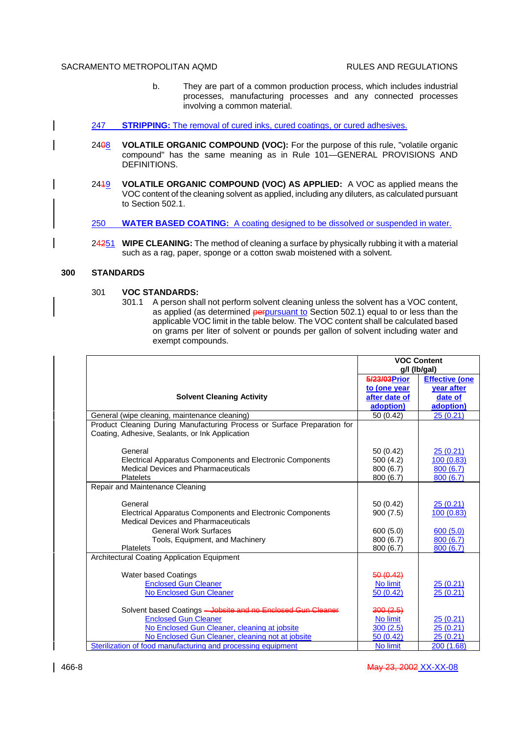b. They are part of a common production process, which includes industrial processes, manufacturing processes and any connected processes involving a common material.

247 **STRIPPING:** The removal of cured inks, cured coatings, or cured adhesives.

2408 **VOLATILE ORGANIC COMPOUND (VOC):** For the purpose of this rule, "volatile organic compound" has the same meaning as in Rule 101—GENERAL PROVISIONS AND DEFINITIONS.

2419 **VOLATILE ORGANIC COMPOUND (VOC) AS APPLIED:** A VOC as applied means the VOC content of the cleaning solvent as applied, including any diluters, as calculated pursuant to Section 502.1.

250 **WATER BASED COATING:** A coating designed to be dissolved or suspended in water.

24251 **WIPE CLEANING:** The method of cleaning a surface by physically rubbing it with a material such as a rag, paper, sponge or a cotton swab moistened with a solvent.

## 300 STANDARDS

301 **VOC STANDARDS:**

301.1 A person shall not perform solvent cleaning unless the solvent has a VOC content, as applied (as determined perpursuant to Section 502.1) equal to or less than the applicable VOC limit in the table below. The VOC content shall be calculated based on grams per liter of solvent or pounds per gallon of solvent including water and exempt compounds.

| Solvent Cleaning Activity | VOC Content g/l (lb/gal) | |
|---|---|---|
| | **5/23/03Prior to (one year after date of adoption)** | **Effective (one year after date of adoption)** |
| General (wipe cleaning, maintenance cleaning) | 50 (0.42) | 25 (0.21) |
| Product Cleaning During Manufacturing Process or Surface Preparation for Coating, Adhesive, Sealants, or Ink Application | | |
| General | 50 (0.42) | 25 (0.21) |
| Electrical Apparatus Components and Electronic Components | 500 (4.2) | 100 (0.83) |
| Medical Devices and Pharmaceuticals | 800 (6.7) | 800 (6.7) |
| Platelets | 800 (6.7) | 800 (6.7) |
| Repair and Maintenance Cleaning | | |
| General | 50 (0.42) | 25 (0.21) |
| Electrical Apparatus Components and Electronic Components | 900 (7.5) | 100 (0.83) |
| Medical Devices and Pharmaceuticals | | |
| General Work Surfaces | 600 (5.0) | 600 (5.0) |
| Tools, Equipment, and Machinery | 800 (6.7) | 800 (6.7) |
| Platelets | 800 (6.7) | 800 (6.7) |
| Architectural Coating Application Equipment | | |
| Water based Coatings | 50 (0.42) | |
| Enclosed Gun Cleaner | No limit | 25 (0.21) |
| No Enclosed Gun Cleaner | 50 (0.42) | 25 (0.21) |
| Solvent based Coatings – Jobsite and no Enclosed Gun Cleaner | 300 (2.5) | |
| Enclosed Gun Cleaner | No limit | 25 (0.21) |
| No Enclosed Gun Cleaner, cleaning at jobsite | 300 (2.5) | 25 (0.21) |
| No Enclosed Gun Cleaner, cleaning not at jobsite | 50 (0.42) | 25 (0.21) |
| Sterilization of food manufacturing and processing equipment | No limit | 200 (1.68) |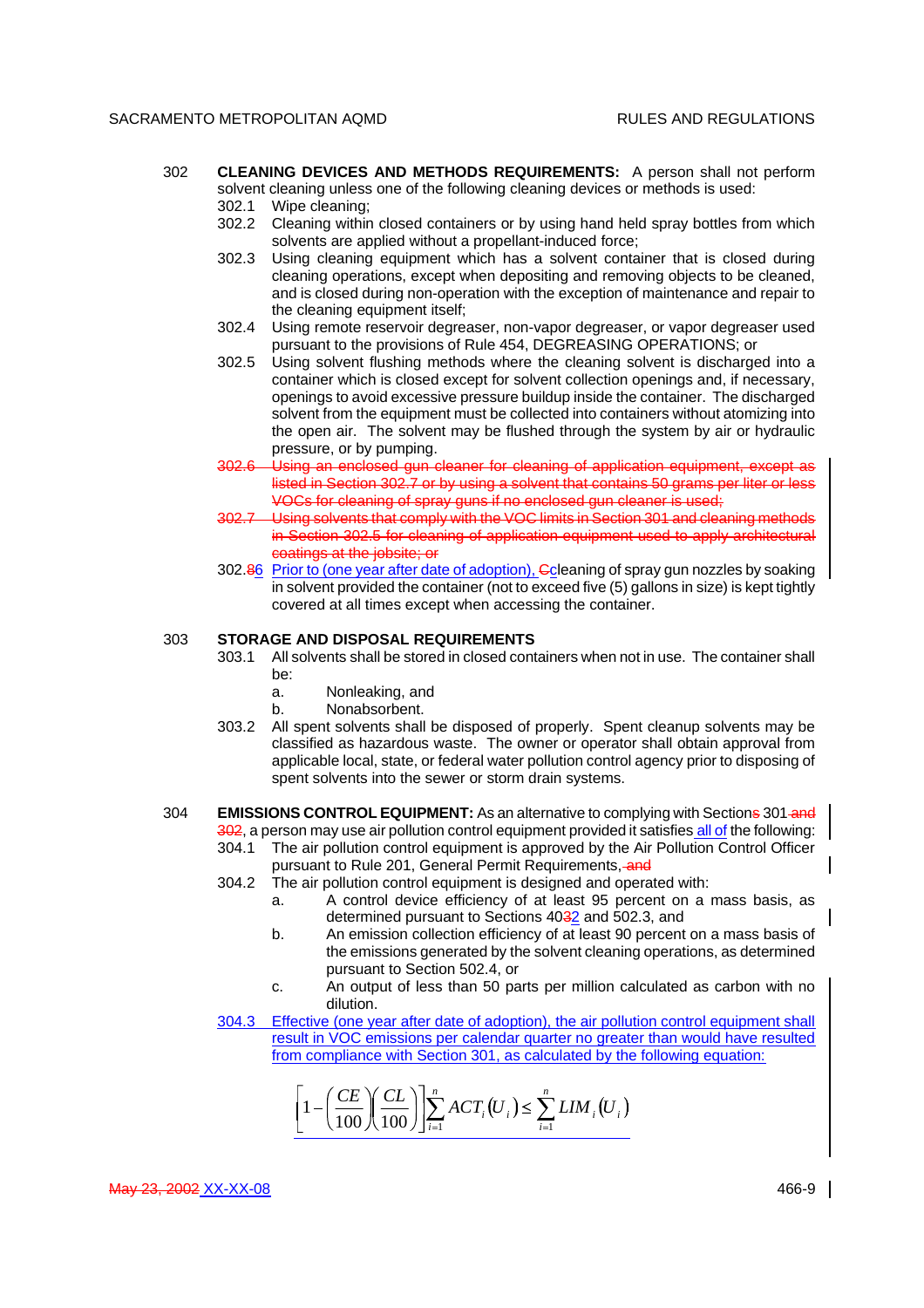302 **CLEANING DEVICES AND METHODS REQUIREMENTS:** A person shall not perform solvent cleaning unless one of the following cleaning devices or methods is used:

302.1 Wipe cleaning;

302.2 Cleaning within closed containers or by using hand held spray bottles from which solvents are applied without a propellant-induced force;

302.3 Using cleaning equipment which has a solvent container that is closed during cleaning operations, except when depositing and removing objects to be cleaned, and is closed during non-operation with the exception of maintenance and repair to the cleaning equipment itself;

302.4 Using remote reservoir degreaser, non-vapor degreaser, or vapor degreaser used pursuant to the provisions of Rule 454, DEGREASING OPERATIONS; or

302.5 Using solvent flushing methods where the cleaning solvent is discharged into a container which is closed except for solvent collection openings and, if necessary, openings to avoid excessive pressure buildup inside the container. The discharged solvent from the equipment must be collected into containers without atomizing into the open air. The solvent may be flushed through the system by air or hydraulic pressure, or by pumping.

~~302.6 Using an enclosed gun cleaner for cleaning of application equipment, except as listed in Section 302.7 or by using a solvent that contains 50 grams per liter or less VOCs for cleaning of spray guns if no enclosed gun cleaner is used;~~

~~302.7 Using solvents that comply with the VOC limits in Section 301 and cleaning methods in Section 302.5 for cleaning of application equipment used to apply architectural coatings at the jobsite; or~~

302.~~8~~6 Prior to (one year after date of adoption), ~~C~~cleaning of spray gun nozzles by soaking in solvent provided the container (not to exceed five (5) gallons in size) is kept tightly covered at all times except when accessing the container.

303 **STORAGE AND DISPOSAL REQUIREMENTS**

303.1 All solvents shall be stored in closed containers when not in use. The container shall be:

a. Nonleaking, and

b. Nonabsorbent.

303.2 All spent solvents shall be disposed of properly. Spent cleanup solvents may be classified as hazardous waste. The owner or operator shall obtain approval from applicable local, state, or federal water pollution control agency prior to disposing of spent solvents into the sewer or storm drain systems.

304 **EMISSIONS CONTROL EQUIPMENT:** As an alternative to complying with Section~~s~~ 301 ~~and 302~~, a person may use air pollution control equipment provided it satisfies all of the following:

304.1 The air pollution control equipment is approved by the Air Pollution Control Officer pursuant to Rule 201, General Permit Requirements, ~~and~~

304.2 The air pollution control equipment is designed and operated with:

a. A control device efficiency of at least 95 percent on a mass basis, as determined pursuant to Sections 40~~3~~2 and 502.3, and

b. An emission collection efficiency of at least 90 percent on a mass basis of the emissions generated by the solvent cleaning operations, as determined pursuant to Section 502.4, or

c. An output of less than 50 parts per million calculated as carbon with no dilution.

304.3 Effective (one year after date of adoption), the air pollution control equipment shall result in VOC emissions per calendar quarter no greater than would have resulted from compliance with Section 301, as calculated by the following equation:

$$\left[1-\left(\frac{CE}{100}\right)\left(\frac{CL}{100}\right)\right]\sum_{i=1}^{n} ACT_i(U_i) \leq \sum_{i=1}^{n} LIM_i(U_i)$$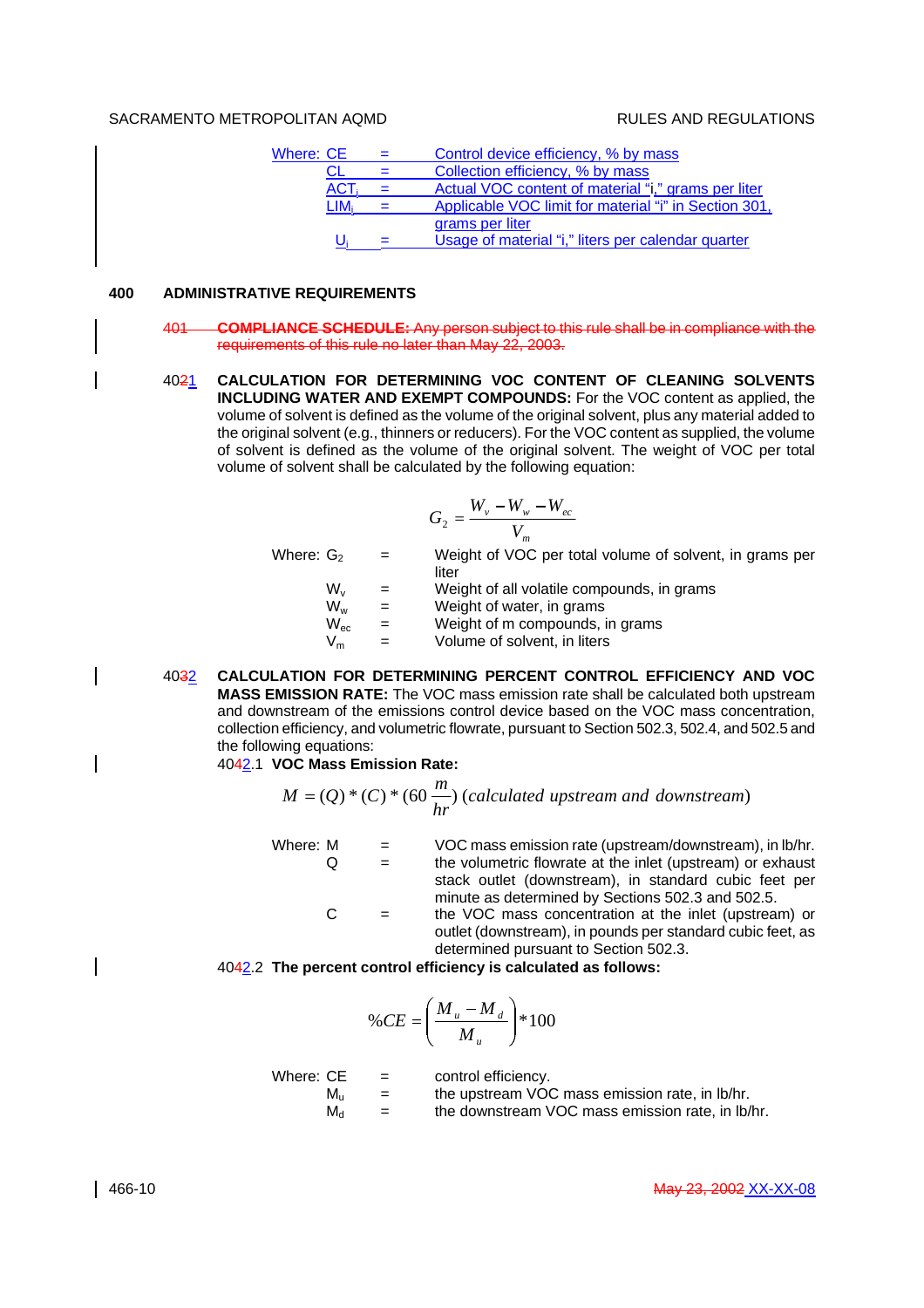| Where: | | |
|---|---|---|
| CE | = | Control device efficiency, % by mass |
| CL | = | Collection efficiency, % by mass |
| $ACT_i$ | = | Actual VOC content of material "i," grams per liter |
| $LIM_i$ | = | Applicable VOC limit for material "i" in Section 301, grams per liter |
| $U_i$ | = | Usage of material "i," liters per calendar quarter |

## 400 ADMINISTRATIVE REQUIREMENTS

~~401 **COMPLIANCE SCHEDULE:** Any person subject to this rule shall be in compliance with the requirements of this rule no later than May 22, 2003.~~

4~~02~~1 **CALCULATION FOR DETERMINING VOC CONTENT OF CLEANING SOLVENTS INCLUDING WATER AND EXEMPT COMPOUNDS:** For the VOC content as applied, the volume of solvent is defined as the volume of the original solvent, plus any material added to the original solvent (e.g., thinners or reducers). For the VOC content as supplied, the volume of solvent is defined as the volume of the original solvent. The weight of VOC per total volume of solvent shall be calculated by the following equation:

$$G_2 = \frac{W_v - W_w - W_{ec}}{V_m}$$

| Where: | | |
|---|---|---|
| $G_2$ | = | Weight of VOC per total volume of solvent, in grams per liter |
| $W_v$ | = | Weight of all volatile compounds, in grams |
| $W_w$ | = | Weight of water, in grams |
| $W_{ec}$ | = | Weight of m compounds, in grams |
| $V_m$ | = | Volume of solvent, in liters |

4~~03~~2 **CALCULATION FOR DETERMINING PERCENT CONTROL EFFICIENCY AND VOC MASS EMISSION RATE:** The VOC mass emission rate shall be calculated both upstream and downstream of the emissions control device based on the VOC mass concentration, collection efficiency, and volumetric flowrate, pursuant to Section 502.3, 502.4, and 502.5 and the following equations:

4~~04~~2.1 **VOC Mass Emission Rate:**

$$M = (Q) * (C) * (60\,\frac{m}{hr})\ (calculated\ upstream\ and\ downstream)$$

| Where: | | |
|---|---|---|
| M | = | VOC mass emission rate (upstream/downstream), in lb/hr. |
| Q | = | the volumetric flowrate at the inlet (upstream) or exhaust stack outlet (downstream), in standard cubic feet per minute as determined by Sections 502.3 and 502.5. |
| C | = | the VOC mass concentration at the inlet (upstream) or outlet (downstream), in pounds per standard cubic feet, as determined pursuant to Section 502.3. |

4~~04~~2.2 **The percent control efficiency is calculated as follows:**

$$\%CE = \left(\frac{M_u - M_d}{M_u}\right) * 100$$

| Where: | | |
|---|---|---|
| CE | = | control efficiency. |
| $M_u$ | = | the upstream VOC mass emission rate, in lb/hr. |
| $M_d$ | = | the downstream VOC mass emission rate, in lb/hr. |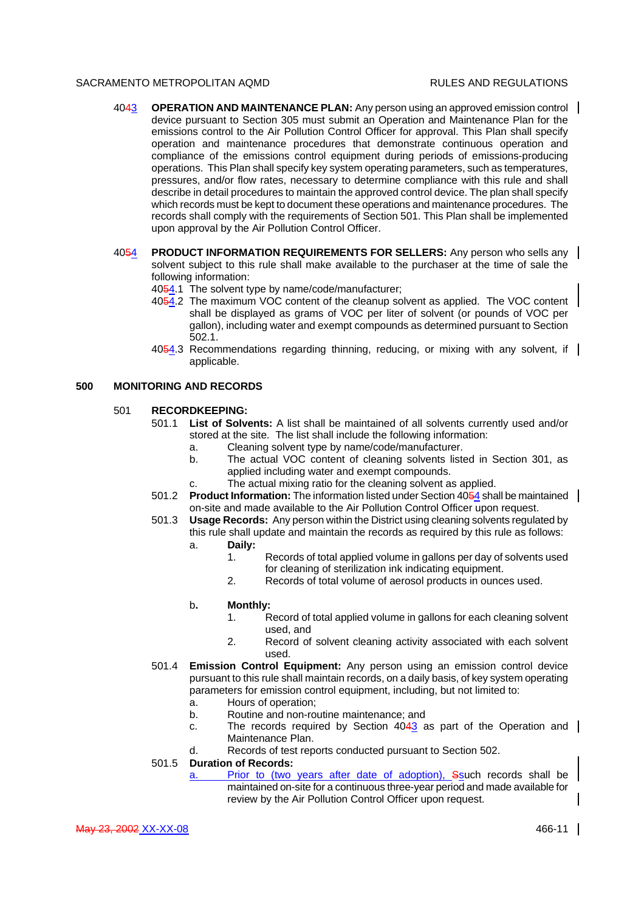40~~4~~3 **OPERATION AND MAINTENANCE PLAN:** Any person using an approved emission control device pursuant to Section 305 must submit an Operation and Maintenance Plan for the emissions control to the Air Pollution Control Officer for approval. This Plan shall specify operation and maintenance procedures that demonstrate continuous operation and compliance of the emissions control equipment during periods of emissions-producing operations. This Plan shall specify key system operating parameters, such as temperatures, pressures, and/or flow rates, necessary to determine compliance with this rule and shall describe in detail procedures to maintain the approved control device. The plan shall specify which records must be kept to document these operations and maintenance procedures. The records shall comply with the requirements of Section 501. This Plan shall be implemented upon approval by the Air Pollution Control Officer.

40~~5~~4 **PRODUCT INFORMATION REQUIREMENTS FOR SELLERS:** Any person who sells any solvent subject to this rule shall make available to the purchaser at the time of sale the following information:

40~~5~~4.1 The solvent type by name/code/manufacturer;

40~~5~~4.2 The maximum VOC content of the cleanup solvent as applied. The VOC content shall be displayed as grams of VOC per liter of solvent (or pounds of VOC per gallon), including water and exempt compounds as determined pursuant to Section 502.1.

40~~5~~4.3 Recommendations regarding thinning, reducing, or mixing with any solvent, if applicable.

## 500 MONITORING AND RECORDS

### 501 RECORDKEEPING:

501.1 **List of Solvents:** A list shall be maintained of all solvents currently used and/or stored at the site. The list shall include the following information:

- a. Cleaning solvent type by name/code/manufacturer.
- b. The actual VOC content of cleaning solvents listed in Section 301, as applied including water and exempt compounds.
- c. The actual mixing ratio for the cleaning solvent as applied.

501.2 **Product Information:** The information listed under Section 40~~5~~4 shall be maintained on-site and made available to the Air Pollution Control Officer upon request.

501.3 **Usage Records:** Any person within the District using cleaning solvents regulated by this rule shall update and maintain the records as required by this rule as follows:

- a. **Daily:**
  1. Records of total applied volume in gallons per day of solvents used for cleaning of sterilization ink indicating equipment.
  2. Records of total volume of aerosol products in ounces used.
- b. **Monthly:**
  1. Record of total applied volume in gallons for each cleaning solvent used, and
  2. Record of solvent cleaning activity associated with each solvent used.

501.4 **Emission Control Equipment:** Any person using an emission control device pursuant to this rule shall maintain records, on a daily basis, of key system operating parameters for emission control equipment, including, but not limited to:

- a. Hours of operation;
- b. Routine and non-routine maintenance; and
- c. The records required by Section 40~~4~~3 as part of the Operation and Maintenance Plan.
- d. Records of test reports conducted pursuant to Section 502.

501.5 **Duration of Records:**

- a. Prior to (two years after date of adoption), ~~S~~such records shall be maintained on-site for a continuous three-year period and made available for review by the Air Pollution Control Officer upon request.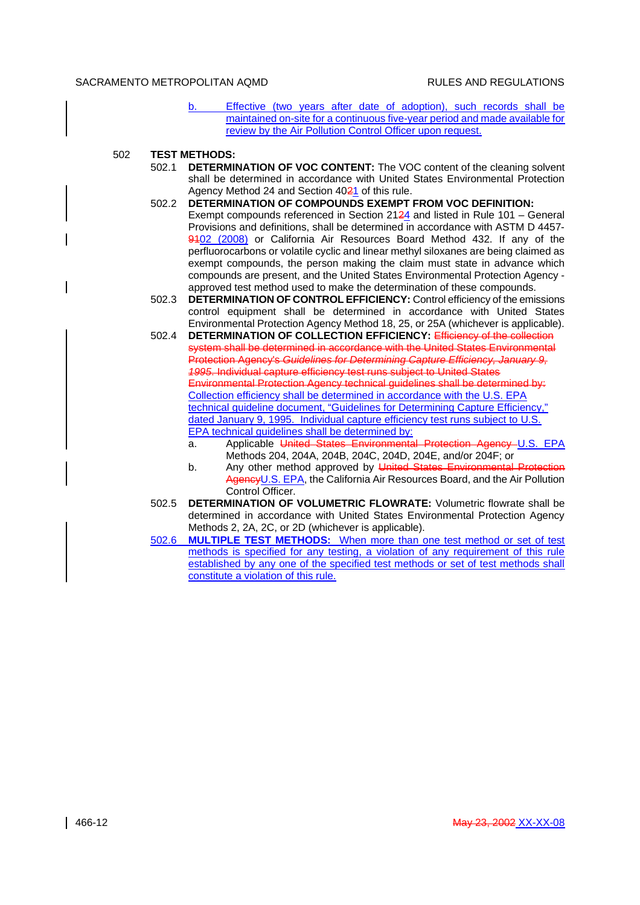b. Effective (two years after date of adoption), such records shall be maintained on-site for a continuous five-year period and made available for review by the Air Pollution Control Officer upon request.

502 **TEST METHODS:**

502.1 **DETERMINATION OF VOC CONTENT:** The VOC content of the cleaning solvent shall be determined in accordance with United States Environmental Protection Agency Method 24 and Section 4021 of this rule.

502.2 **DETERMINATION OF COMPOUNDS EXEMPT FROM VOC DEFINITION:** Exempt compounds referenced in Section 2124 and listed in Rule 101 – General Provisions and definitions, shall be determined in accordance with ASTM D 4457-9102 (2008) or California Air Resources Board Method 432. If any of the perfluorocarbons or volatile cyclic and linear methyl siloxanes are being claimed as exempt compounds, the person making the claim must state in advance which compounds are present, and the United States Environmental Protection Agency - approved test method used to make the determination of these compounds.

502.3 **DETERMINATION OF CONTROL EFFICIENCY:** Control efficiency of the emissions control equipment shall be determined in accordance with United States Environmental Protection Agency Method 18, 25, or 25A (whichever is applicable).

502.4 **DETERMINATION OF COLLECTION EFFICIENCY:** ~~Efficiency of the collection system shall be determined in accordance with the United States Environmental Protection Agency's *Guidelines for Determining Capture Efficiency, January 9, 1995*. Individual capture efficiency test runs subject to United States Environmental Protection Agency technical guidelines shall be determined by:~~ Collection efficiency shall be determined in accordance with the U.S. EPA technical guideline document, "Guidelines for Determining Capture Efficiency," dated January 9, 1995. Individual capture efficiency test runs subject to U.S. EPA technical guidelines shall be determined by:

a. Applicable ~~United States Environmental Protection Agency~~ U.S. EPA Methods 204, 204A, 204B, 204C, 204D, 204E, and/or 204F; or

b. Any other method approved by ~~United States Environmental Protection Agency~~U.S. EPA, the California Air Resources Board, and the Air Pollution Control Officer.

502.5 **DETERMINATION OF VOLUMETRIC FLOWRATE:** Volumetric flowrate shall be determined in accordance with United States Environmental Protection Agency Methods 2, 2A, 2C, or 2D (whichever is applicable).

502.6 **MULTIPLE TEST METHODS:** When more than one test method or set of test methods is specified for any testing, a violation of any requirement of this rule established by any one of the specified test methods or set of test methods shall constitute a violation of this rule.